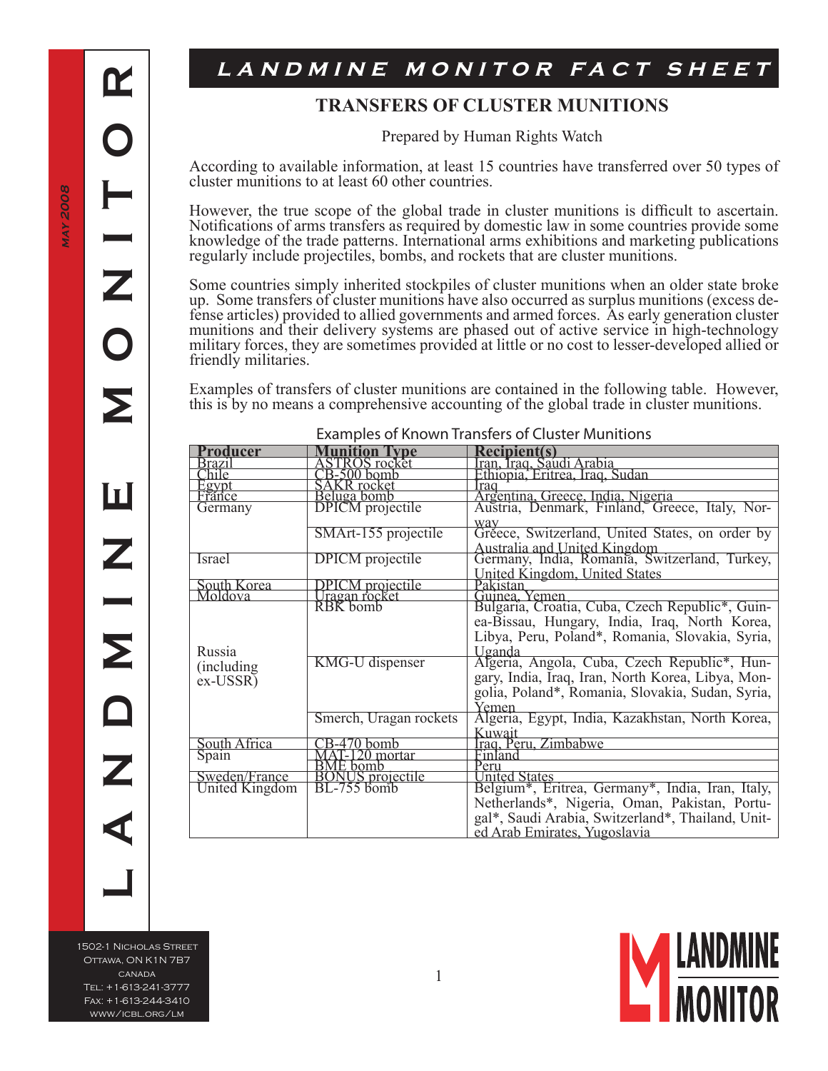# LANDMINE MONITOR FACT SHEET

## TRANSFERS OF CLUSTER MUNITIONS

Prepared by Human Rights Watch

According to available information, at least 15 countries have transferred over 50 types of cluster munitions to at least 60 other countries.

However, the true scope of the global trade in cluster munitions is difficult to ascertain. Notifications of arms transfers as required by domestic law in some countries provide some knowledge of the trade patterns. International arms exhibitions and marketing publications regularly include projectiles, bombs, and rockets that are cluster munitions.

Some countries simply inherited stockpiles of cluster munitions when an older state broke up. Some transfers of cluster munitions have also occurred as surplus munitions (excess defense articles) provided to allied governments and armed forces. As early generation cluster munitions and their delivery systems are phased out of active service in high-technology military forces, they are sometimes provided at little or no cost to lesser-developed allied or friendly militaries.

Examples of transfers of cluster munitions are contained in the following table. However, this is by no means a comprehensive accounting of the global trade in cluster munitions.

Examples of Known Transfers of Cluster Munitions

| Producer | Munition Type | Recipient(s) |
|---|---|---|
| Brazil | ASTROS rocket | Iran, Iraq, Saudi Arabia |
| Chile | CB-500 bomb | Ethiopia, Eritrea, Iraq, Sudan |
| Egypt | SAKR rocket | Iraq |
| France | Beluga bomb | Argentina, Greece, India, Nigeria |
| Germany | DPICM projectile | Austria, Denmark, Finland, Greece, Italy, Norway |
| | SMArt-155 projectile | Greece, Switzerland, United States, on order by Australia and United Kingdom |
| Israel | DPICM projectile | Germany, India, Romania, Switzerland, Turkey, United Kingdom, United States |
| South Korea | DPICM projectile | Pakistan |
| Moldova | Uragan rocket | Guinea, Yemen |
| Russia (including ex-USSR) | RBK bomb | Bulgaria, Croatia, Cuba, Czech Republic*, Guinea-Bissau, Hungary, India, Iraq, North Korea, Libya, Peru, Poland*, Romania, Slovakia, Syria, Uganda |
| | KMG-U dispenser | Algeria, Angola, Cuba, Czech Republic*, Hungary, India, Iraq, Iran, North Korea, Libya, Mongolia, Poland*, Romania, Slovakia, Sudan, Syria, Yemen |
| | Smerch, Uragan rockets | Algeria, Egypt, India, Kazakhstan, North Korea, Kuwait |
| South Africa | CB-470 bomb | Iraq, Peru, Zimbabwe |
| Spain | MAT-120 mortar | Finland |
| | BME bomb | Peru |
| Sweden/France | BONUS projectile | United States |
| United Kingdom | BL-755 bomb | Belgium*, Eritrea, Germany*, India, Iran, Italy, Netherlands*, Nigeria, Oman, Pakistan, Portugal*, Saudi Arabia, Switzerland*, Thailand, United Arab Emirates, Yugoslavia |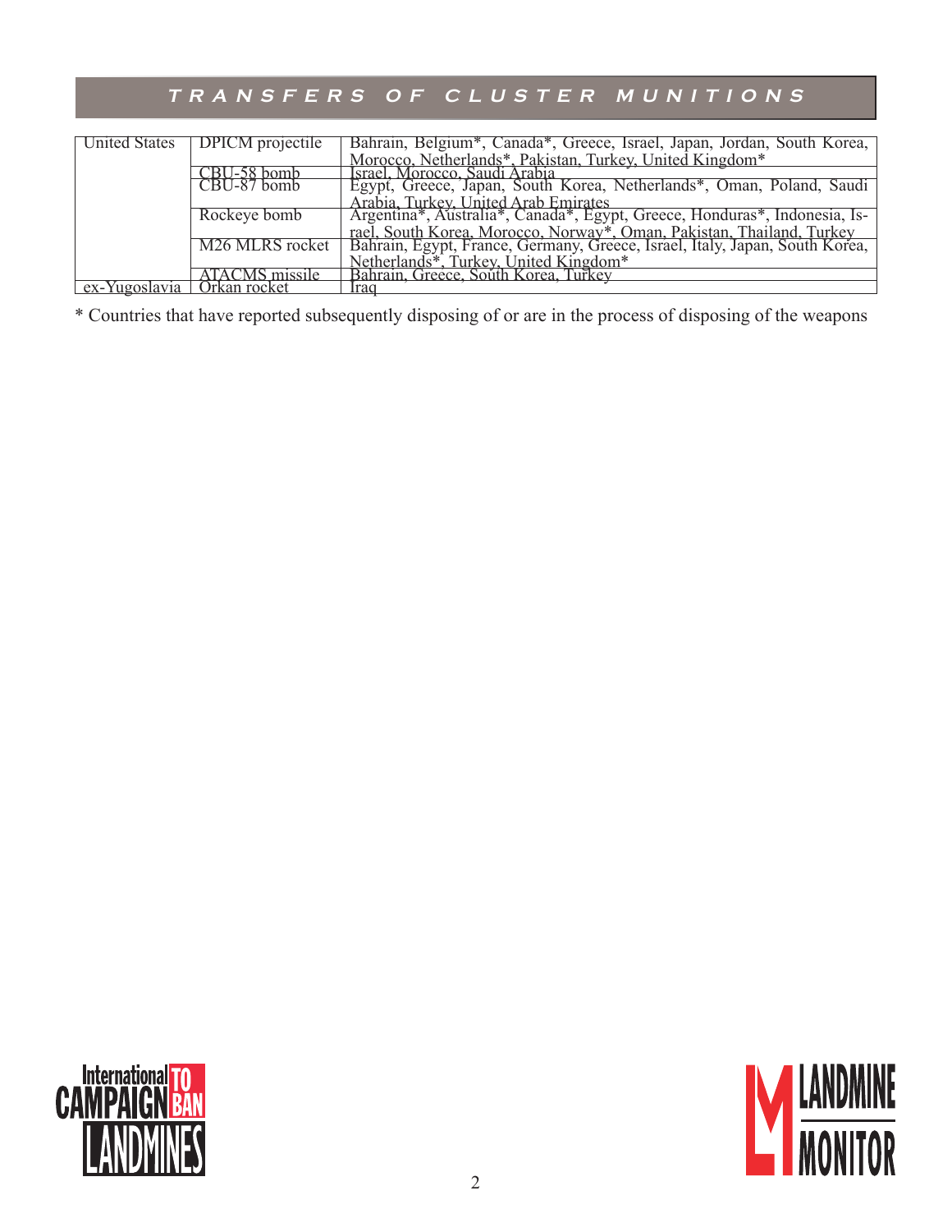## TRANSFERS OF CLUSTER MUNITIONS

| | | |
|---|---|---|
| United States | DPICM projectile | Bahrain, Belgium*, Canada*, Greece, Israel, Japan, Jordan, South Korea, Morocco, Netherlands*, Pakistan, Turkey, United Kingdom* |
| | CBU-58 bomb | Israel, Morocco, Saudi Arabia |
| | CBU-87 bomb | Egypt, Greece, Japan, South Korea, Netherlands*, Oman, Poland, Saudi Arabia, Turkey, United Arab Emirates |
| | Rockeye bomb | Argentina*, Australia*, Canada*, Egypt, Greece, Honduras*, Indonesia, Israel, South Korea, Morocco, Norway*, Oman, Pakistan, Thailand, Turkey |
| | M26 MLRS rocket | Bahrain, Egypt, France, Germany, Greece, Israel, Italy, Japan, South Korea, Netherlands*, Turkey, United Kingdom* |
| | ATACMS missile | Bahrain, Greece, South Korea, Turkey |
| ex-Yugoslavia | Orkan rocket | Iraq |

* Countries that have reported subsequently disposing of or are in the process of disposing of the weapons